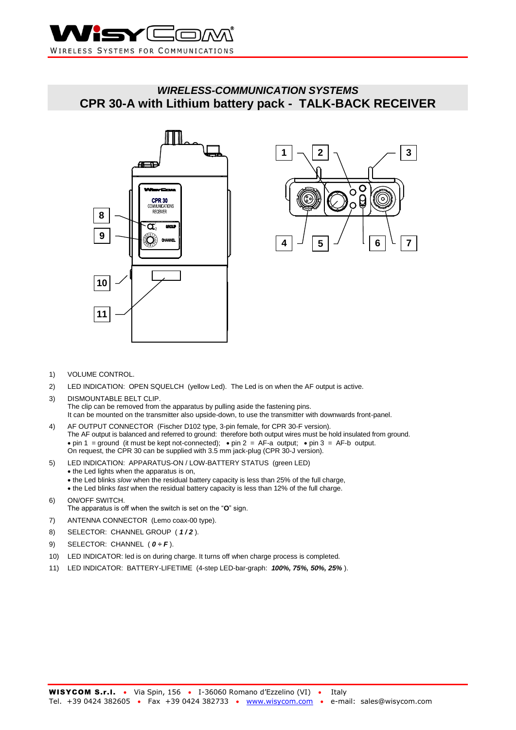WISYCOM

WIRELESS SYSTEMS FOR COMMUNICATIONS

# *WIRELESS-COMMUNICATION SYSTEMS*

# CPR 30-A with Lithium battery pack - TALK-BACK RECEIVER

1) VOLUME CONTROL.
2) LED INDICATION: OPEN SQUELCH (yellow Led). The Led is on when the AF output is active.
3) DISMOUNTABLE BELT CLIP.
   The clip can be removed from the apparatus by pulling aside the fastening pins.
   It can be mounted on the transmitter also upside-down, to use the transmitter with downwards front-panel.
4) AF OUTPUT CONNECTOR (Fischer D102 type, 3-pin female, for CPR 30-F version).
   The AF output is balanced and referred to ground: therefore both output wires must be hold insulated from ground.
   • pin 1 = ground (it must be kept not-connected); • pin 2 = AF-a output; • pin 3 = AF-b output.
   On request, the CPR 30 can be supplied with 3.5 mm jack-plug (CPR 30-J version).
5) LED INDICATION: APPARATUS-ON / LOW-BATTERY STATUS (green LED)
   - the Led lights when the apparatus is on,
   - the Led blinks *slow* when the residual battery capacity is less than 25% of the full charge,
   - the Led blinks *fast* when the residual battery capacity is less than 12% of the full charge.
6) ON/OFF SWITCH.
   The apparatus is off when the switch is set on the "**O**" sign.
7) ANTENNA CONNECTOR (Lemo coax-00 type).
8) SELECTOR: CHANNEL GROUP ( ***1 / 2*** ).
9) SELECTOR: CHANNEL ( ***0*** ÷ ***F*** ).
10) LED INDICATOR: led is on during charge. It turns off when charge process is completed.
11) LED INDICATOR: BATTERY-LIFETIME (4-step LED-bar-graph: ***100%, 75%, 50%, 25%*** ).

**WISYCOM S.r.l.** • Via Spin, 156 • I-36060 Romano d'Ezzelino (VI) • Italy
Tel. +39 0424 382605 • Fax +39 0424 382733 • www.wisycom.com • e-mail: sales@wisycom.com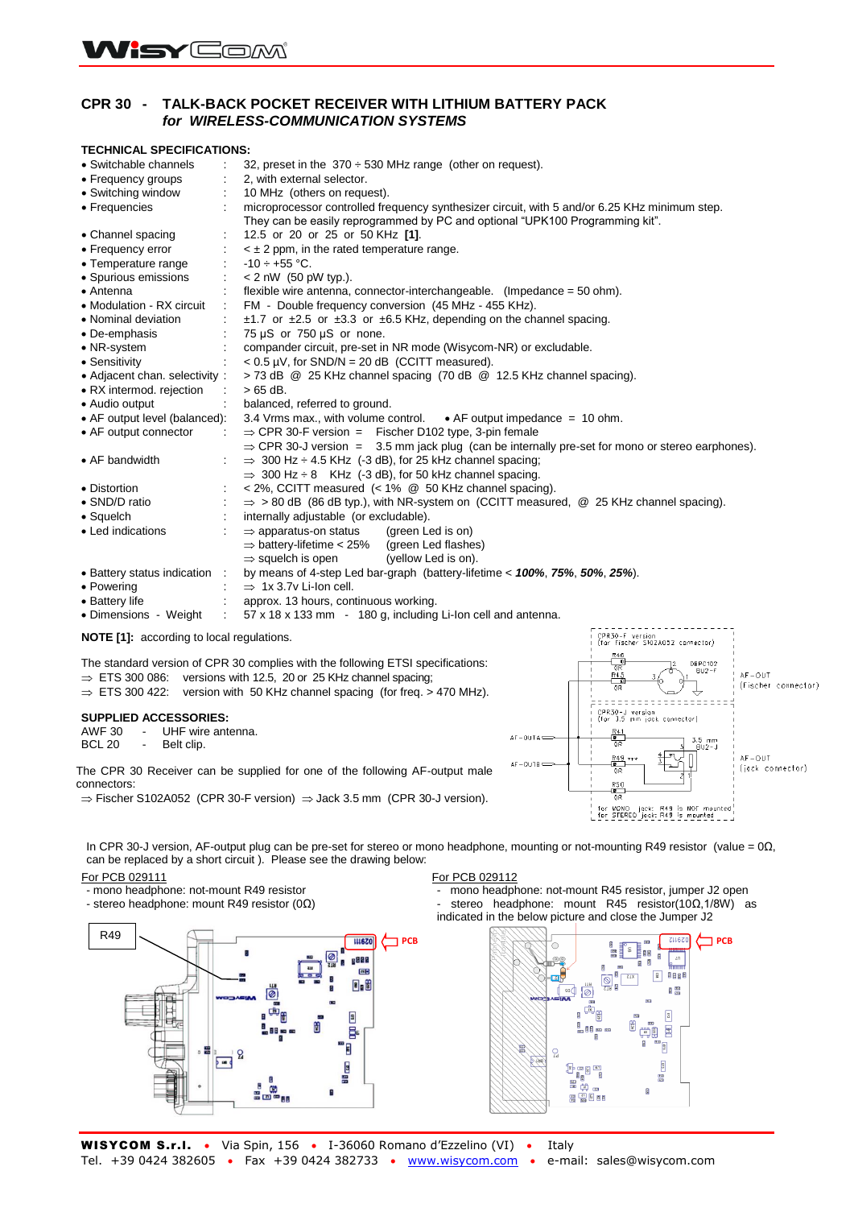# CPR 30 - TALK-BACK POCKET RECEIVER WITH LITHIUM BATTERY PACK *for WIRELESS-COMMUNICATION SYSTEMS*

## TECHNICAL SPECIFICATIONS:

| | | |
|---|---|---|
| • Switchable channels | : | 32, preset in the 370 ÷ 530 MHz range (other on request). |
| • Frequency groups | : | 2, with external selector. |
| • Switching window | : | 10 MHz (others on request). |
| • Frequencies | : | microprocessor controlled frequency synthesizer circuit, with 5 and/or 6.25 KHz minimum step. They can be easily reprogrammed by PC and optional "UPK100 Programming kit". |
| • Channel spacing | : | 12.5 or 20 or 25 or 50 KHz **[1]**. |
| • Frequency error | : | < ± 2 ppm, in the rated temperature range. |
| • Temperature range | : | -10 ÷ +55 °C. |
| • Spurious emissions | : | < 2 nW (50 pW typ.). |
| • Antenna | : | flexible wire antenna, connector-interchangeable. (Impedance = 50 ohm). |
| • Modulation - RX circuit | : | FM - Double frequency conversion (45 MHz - 455 KHz). |
| • Nominal deviation | : | ±1.7 or ±2.5 or ±3.3 or ±6.5 KHz, depending on the channel spacing. |
| • De-emphasis | : | 75 µS or 750 µS or none. |
| • NR-system | : | compander circuit, pre-set in NR mode (Wisycom-NR) or excludable. |
| • Sensitivity | : | < 0.5 µV, for SND/N = 20 dB (CCITT measured). |
| • Adjacent chan. selectivity | : | > 73 dB @ 25 KHz channel spacing (70 dB @ 12.5 KHz channel spacing). |
| • RX intermod. rejection | : | > 65 dB. |
| • Audio output | : | balanced, referred to ground. |
| • AF output level (balanced) | : | 3.4 Vrms max., with volume control. • AF output impedance = 10 ohm. |
| • AF output connector | : | ⇒ CPR 30-F version = Fischer D102 type, 3-pin female<br>⇒ CPR 30-J version = 3.5 mm jack plug (can be internally pre-set for mono or stereo earphones). |
| • AF bandwidth | : | ⇒ 300 Hz ÷ 4.5 KHz (-3 dB), for 25 kHz channel spacing;<br>⇒ 300 Hz ÷ 8 KHz (-3 dB), for 50 kHz channel spacing. |
| • Distortion | : | < 2%, CCITT measured (< 1% @ 50 KHz channel spacing). |
| • SND/D ratio | : | ⇒ > 80 dB (86 dB typ.), with NR-system on (CCITT measured, @ 25 KHz channel spacing). |
| • Squelch | : | internally adjustable (or excludable). |
| • Led indications | : | ⇒ apparatus-on status (green Led is on)<br>⇒ battery-lifetime < 25% (green Led flashes)<br>⇒ squelch is open (yellow Led is on). |
| • Battery status indication | : | by means of 4-step Led bar-graph (battery-lifetime < ***100%***, ***75%***, ***50%***, ***25%***). |
| • Powering | : | ⇒ 1x 3.7v Li-Ion cell. |
| • Battery life | : | approx. 13 hours, continuous working. |
| • Dimensions - Weight | : | 57 x 18 x 133 mm - 180 g, including Li-Ion cell and antenna. |

**NOTE [1]:** according to local regulations.

The standard version of CPR 30 complies with the following ETSI specifications:
⇒ ETS 300 086: versions with 12.5, 20 or 25 KHz channel spacing;
⇒ ETS 300 422: version with 50 KHz channel spacing (for freq. > 470 MHz).

**SUPPLIED ACCESSORIES:**

AWF 30 - UHF wire antenna.
BCL 20 - Belt clip.

The CPR 30 Receiver can be supplied for one of the following AF-output male connectors:
⇒ Fischer S102A052 (CPR 30-F version) ⇒ Jack 3.5 mm (CPR 30-J version).

CPR30-F version (for Fischer S102A052 connector)
R46 0R
R45 0R
DBPC102 BU2-F
AF-OUT (Fischer connector)
CPR30-J version (for 3.5 mm jack connector)
AF-OUTA
AF-OUTB
R41 0R
R49 0R
R50 0R
3.5 mm BU2-J
AF-OUT (jack connector)
for MONO jack: R49 is NOT mounted
for STEREO jack: R49 is mounted

In CPR 30-J version, AF-output plug can be pre-set for stereo or mono headphone, mounting or not-mounting R49 resistor (value = 0Ω, can be replaced by a short circuit ). Please see the drawing below:

For PCB 029111
- mono headphone: not-mount R49 resistor
- stereo headphone: mount R49 resistor (0Ω)

For PCB 029112
- mono headphone: not-mount R45 resistor, jumper J2 open
- stereo headphone: mount R45 resistor(10Ω,1/8W) as indicated in the below picture and close the Jumper J2

R49
029111 PCB
029112 PCB